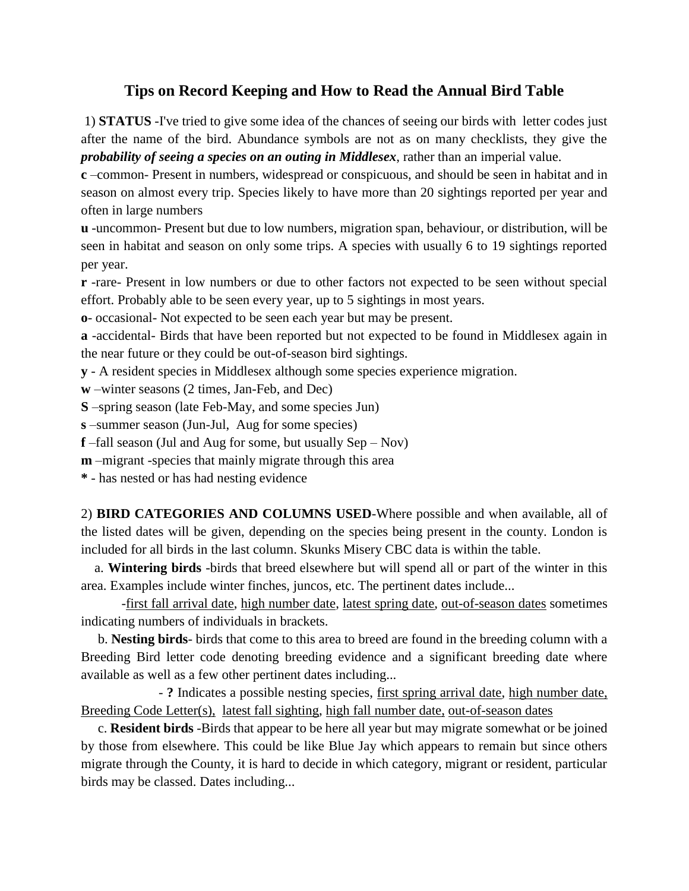## Tips on Record Keeping and How to Read the Annual Bird Table

1) **STATUS** -I've tried to give some idea of the chances of seeing our birds with letter codes just after the name of the bird. Abundance symbols are not as on many checklists, they give the ***probability of seeing a species on an outing in Middlesex***, rather than an imperial value.

**c** –common- Present in numbers, widespread or conspicuous, and should be seen in habitat and in season on almost every trip. Species likely to have more than 20 sightings reported per year and often in large numbers

**u** -uncommon- Present but due to low numbers, migration span, behaviour, or distribution, will be seen in habitat and season on only some trips. A species with usually 6 to 19 sightings reported per year.

**r** -rare- Present in low numbers or due to other factors not expected to be seen without special effort. Probably able to be seen every year, up to 5 sightings in most years.

**o**- occasional- Not expected to be seen each year but may be present.

**a** -accidental- Birds that have been reported but not expected to be found in Middlesex again in the near future or they could be out-of-season bird sightings.

**y** - A resident species in Middlesex although some species experience migration.

**w** –winter seasons (2 times, Jan-Feb, and Dec)

**S** –spring season (late Feb-May, and some species Jun)

**s** –summer season (Jun-Jul, Aug for some species)

**f** –fall season (Jul and Aug for some, but usually Sep – Nov)

**m** –migrant -species that mainly migrate through this area

**\*** - has nested or has had nesting evidence

2) **BIRD CATEGORIES AND COLUMNS USED**-Where possible and when available, all of the listed dates will be given, depending on the species being present in the county. London is included for all birds in the last column. Skunks Misery CBC data is within the table.

a. **Wintering birds** -birds that breed elsewhere but will spend all or part of the winter in this area. Examples include winter finches, juncos, etc. The pertinent dates include...

-first fall arrival date, high number date, latest spring date, out-of-season dates sometimes indicating numbers of individuals in brackets.

b. **Nesting birds**- birds that come to this area to breed are found in the breeding column with a Breeding Bird letter code denoting breeding evidence and a significant breeding date where available as well as a few other pertinent dates including...

- **?** Indicates a possible nesting species, first spring arrival date, high number date, Breeding Code Letter(s), latest fall sighting, high fall number date, out-of-season dates

c. **Resident birds** -Birds that appear to be here all year but may migrate somewhat or be joined by those from elsewhere. This could be like Blue Jay which appears to remain but since others migrate through the County, it is hard to decide in which category, migrant or resident, particular birds may be classed. Dates including...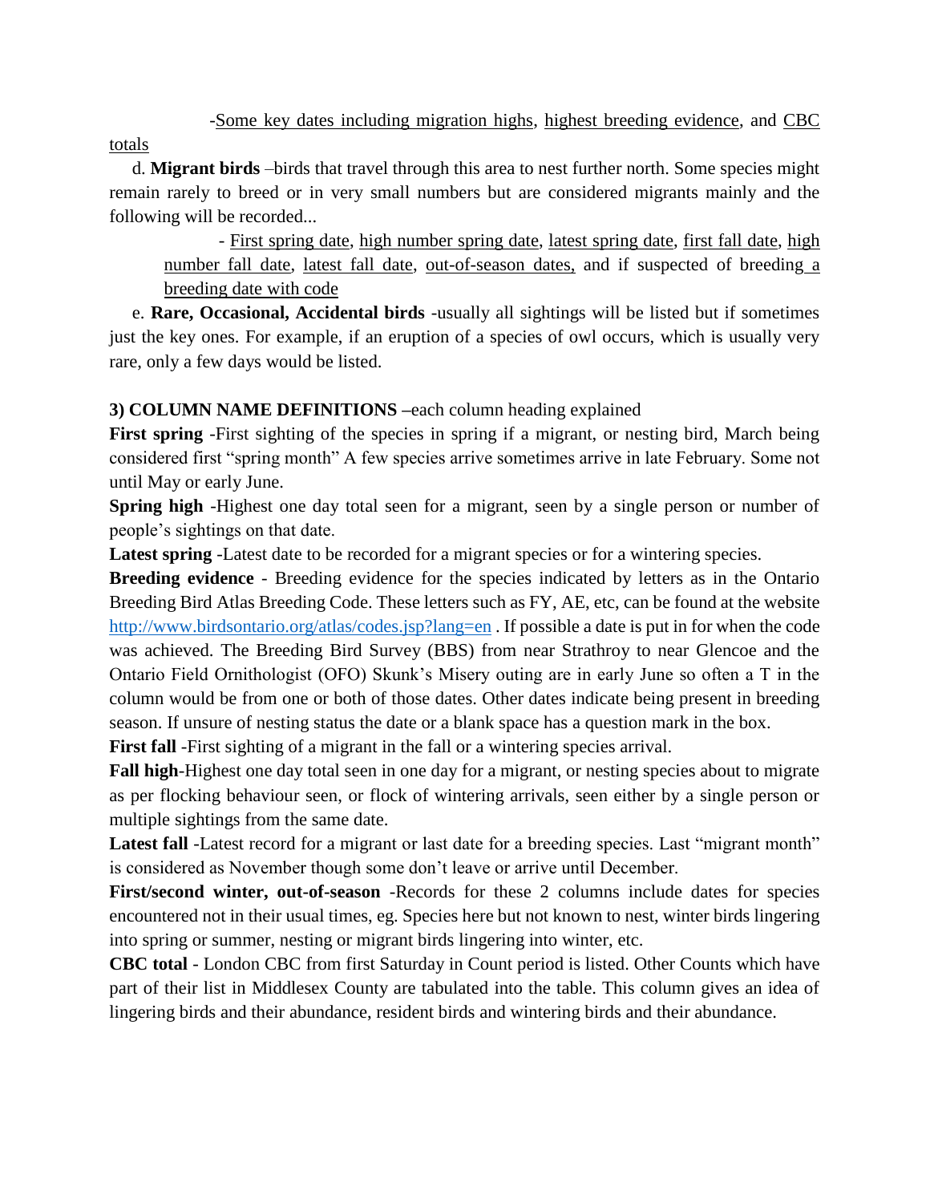-<u>Some key dates including migration highs</u>, <u>highest breeding evidence</u>, and <u>CBC totals</u>

d. **Migrant birds** –birds that travel through this area to nest further north. Some species might remain rarely to breed or in very small numbers but are considered migrants mainly and the following will be recorded...

- <u>First spring date</u>, <u>high number spring date</u>, <u>latest spring date</u>, <u>first fall date</u>, <u>high number fall date</u>, <u>latest fall date</u>, <u>out-of-season dates,</u> and if suspected of breeding <u>a breeding date with code</u>

e. **Rare, Occasional, Accidental birds** -usually all sightings will be listed but if sometimes just the key ones. For example, if an eruption of a species of owl occurs, which is usually very rare, only a few days would be listed.

**3) COLUMN NAME DEFINITIONS –**each column heading explained

**First spring** -First sighting of the species in spring if a migrant, or nesting bird, March being considered first "spring month" A few species arrive sometimes arrive in late February. Some not until May or early June.

**Spring high** -Highest one day total seen for a migrant, seen by a single person or number of people's sightings on that date.

**Latest spring** -Latest date to be recorded for a migrant species or for a wintering species.

**Breeding evidence** - Breeding evidence for the species indicated by letters as in the Ontario Breeding Bird Atlas Breeding Code. These letters such as FY, AE, etc, can be found at the website http://www.birdsontario.org/atlas/codes.jsp?lang=en . If possible a date is put in for when the code was achieved. The Breeding Bird Survey (BBS) from near Strathroy to near Glencoe and the Ontario Field Ornithologist (OFO) Skunk's Misery outing are in early June so often a T in the column would be from one or both of those dates. Other dates indicate being present in breeding season. If unsure of nesting status the date or a blank space has a question mark in the box.

**First fall** -First sighting of a migrant in the fall or a wintering species arrival.

**Fall high**-Highest one day total seen in one day for a migrant, or nesting species about to migrate as per flocking behaviour seen, or flock of wintering arrivals, seen either by a single person or multiple sightings from the same date.

**Latest fall** -Latest record for a migrant or last date for a breeding species. Last "migrant month" is considered as November though some don't leave or arrive until December.

**First/second winter, out-of-season** -Records for these 2 columns include dates for species encountered not in their usual times, eg. Species here but not known to nest, winter birds lingering into spring or summer, nesting or migrant birds lingering into winter, etc.

**CBC total** - London CBC from first Saturday in Count period is listed. Other Counts which have part of their list in Middlesex County are tabulated into the table. This column gives an idea of lingering birds and their abundance, resident birds and wintering birds and their abundance.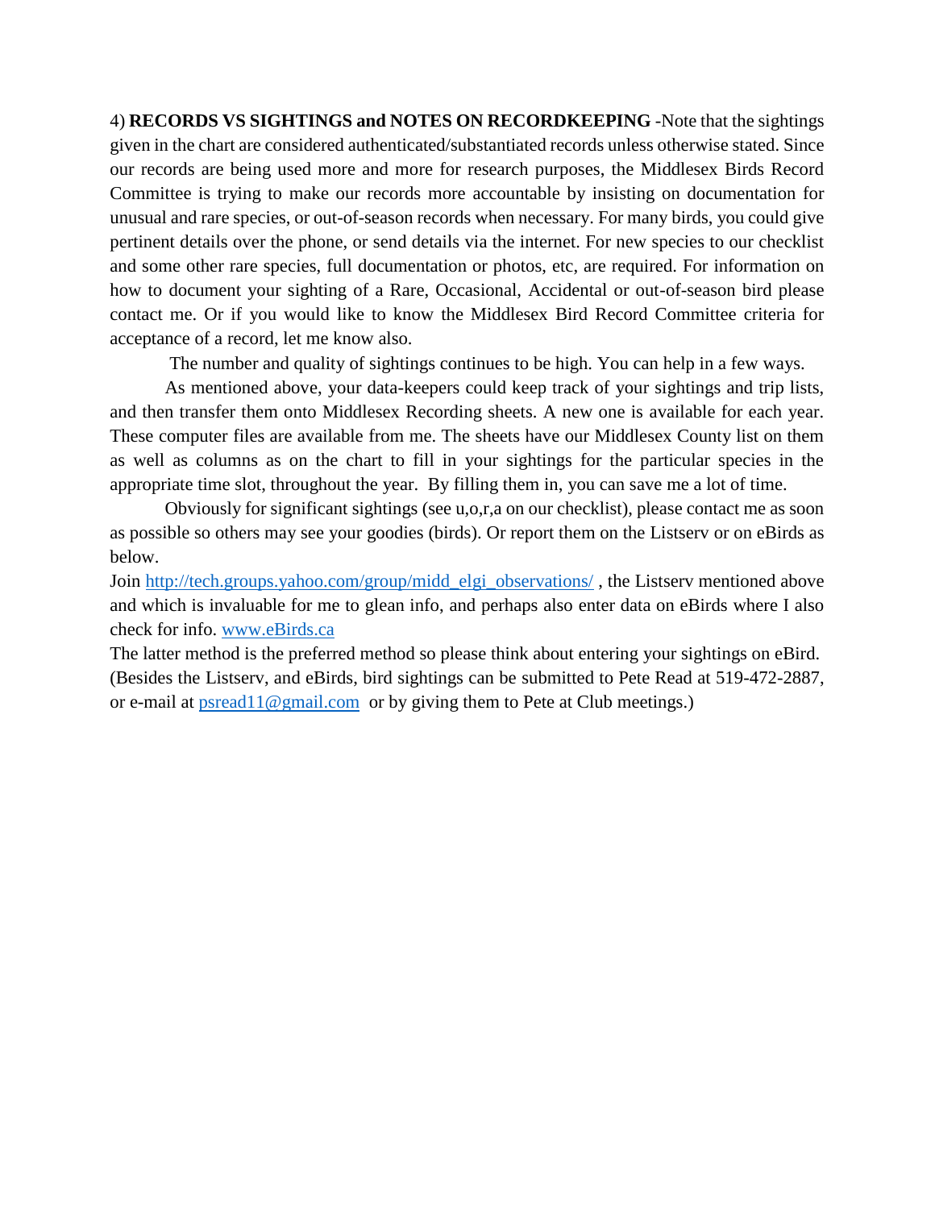4) **RECORDS VS SIGHTINGS and NOTES ON RECORDKEEPING** -Note that the sightings given in the chart are considered authenticated/substantiated records unless otherwise stated. Since our records are being used more and more for research purposes, the Middlesex Birds Record Committee is trying to make our records more accountable by insisting on documentation for unusual and rare species, or out-of-season records when necessary. For many birds, you could give pertinent details over the phone, or send details via the internet. For new species to our checklist and some other rare species, full documentation or photos, etc, are required. For information on how to document your sighting of a Rare, Occasional, Accidental or out-of-season bird please contact me. Or if you would like to know the Middlesex Bird Record Committee criteria for acceptance of a record, let me know also.

The number and quality of sightings continues to be high. You can help in a few ways.

As mentioned above, your data-keepers could keep track of your sightings and trip lists, and then transfer them onto Middlesex Recording sheets. A new one is available for each year. These computer files are available from me. The sheets have our Middlesex County list on them as well as columns as on the chart to fill in your sightings for the particular species in the appropriate time slot, throughout the year. By filling them in, you can save me a lot of time.

Obviously for significant sightings (see u,o,r,a on our checklist), please contact me as soon as possible so others may see your goodies (birds). Or report them on the Listserv or on eBirds as below.

Join http://tech.groups.yahoo.com/group/midd_elgi_observations/ , the Listserv mentioned above and which is invaluable for me to glean info, and perhaps also enter data on eBirds where I also check for info. www.eBirds.ca

The latter method is the preferred method so please think about entering your sightings on eBird. (Besides the Listserv, and eBirds, bird sightings can be submitted to Pete Read at 519-472-2887, or e-mail at psread11@gmail.com or by giving them to Pete at Club meetings.)